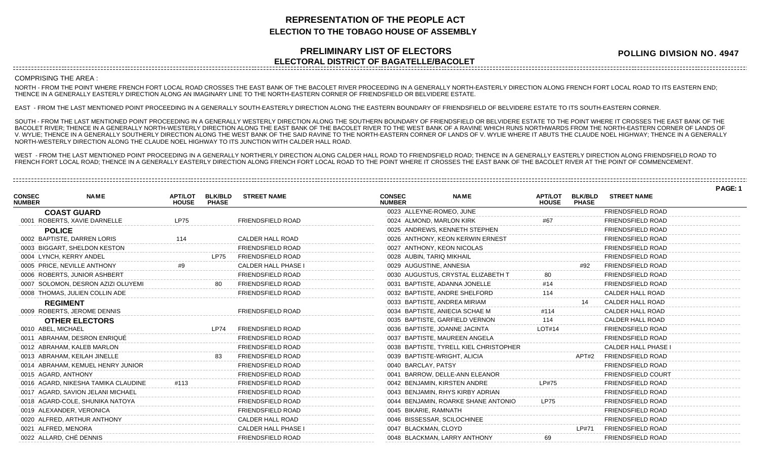# REPRESENTATION OF THE PEOPLE ACT
## ELECTION TO THE TOBAGO HOUSE OF ASSEMBLY

## PRELIMINARY LIST OF ELECTORS
## ELECTORAL DISTRICT OF BAGATELLE/BACOLET

**POLLING DIVISION NO. 4947**

COMPRISING THE AREA :

NORTH - FROM THE POINT WHERE FRENCH FORT LOCAL ROAD CROSSES THE EAST BANK OF THE BACOLET RIVER PROCEEDING IN A GENERALLY NORTH-EASTERLY DIRECTION ALONG FRENCH FORT LOCAL ROAD TO ITS EASTERN END; THENCE IN A GENERALLY EASTERLY DIRECTION ALONG AN IMAGINARY LINE TO THE NORTH-EASTERN CORNER OF FRIENDSFIELD OR BELVIDERE ESTATE.

EAST - FROM THE LAST MENTIONED POINT PROCEEDING IN A GENERALLY SOUTH-EASTERLY DIRECTION ALONG THE EASTERN BOUNDARY OF FRIENDSFIELD OF BELVIDERE ESTATE TO ITS SOUTH-EASTERN CORNER.

SOUTH - FROM THE LAST MENTIONED POINT PROCEEDING IN A GENERALLY WESTERLY DIRECTION ALONG THE SOUTHERN BOUNDARY OF FRIENDSFIELD OR BELVIDERE ESTATE TO THE POINT WHERE IT CROSSES THE EAST BANK OF THE BACOLET RIVER; THENCE IN A GENERALLY NORTH-WESTERLY DIRECTION ALONG THE EAST BANK OF THE BACOLET RIVER TO THE WEST BANK OF A RAVINE WHICH RUNS NORTHWARDS FROM THE NORTH-EASTERN CORNER OF LANDS OF V. WYLIE; THENCE IN A GENERALLY SOUTHERLY DIRECTION ALONG THE WEST BANK OF THE SAID RAVINE TO THE NORTH-EASTERN CORNER OF LANDS OF V. WYLIE WHERE IT ABUTS THE CLAUDE NOEL HIGHWAY; THENCE IN A GENERALLY NORTH-WESTERLY DIRECTION ALONG THE CLAUDE NOEL HIGHWAY TO ITS JUNCTION WITH CALDER HALL ROAD.

WEST - FROM THE LAST MENTIONED POINT PROCEEDING IN A GENERALLY NORTHERLY DIRECTION ALONG CALDER HALL ROAD TO FRIENDSFIELD ROAD; THENCE IN A GENERALLY EASTERLY DIRECTION ALONG FRIENDSFIELD ROAD TO FRENCH FORT LOCAL ROAD; THENCE IN A GENERALLY EASTERLY DIRECTION ALONG FRENCH FORT LOCAL ROAD TO THE POINT WHERE IT CROSSES THE EAST BANK OF THE BACOLET RIVER AT THE POINT OF COMMENCEMENT.

| CONSEC NUMBER | NAME | APT/LOT HOUSE | BLK/BLD PHASE | STREET NAME |
|---|---|---|---|---|
| | **COAST GUARD** | | | |
| 0001 | ROBERTS, XAVIE DARNELLE | LP75 | | FRIENDSFIELD ROAD |
| | **POLICE** | | | |
| 0002 | BAPTISTE, DARREN LORIS | 114 | | CALDER HALL ROAD |
| 0003 | BIGGART, SHELDON KESTON | | | FRIENDSFIELD ROAD |
| 0004 | LYNCH, KERRY ANDEL | | LP75 | FRIENDSFIELD ROAD |
| 0005 | PRICE, NEVILLE ANTHONY | #9 | | CALDER HALL PHASE I |
| 0006 | ROBERTS, JUNIOR ASHBERT | | | FRIENDSFIELD ROAD |
| 0007 | SOLOMON, DESRON AZIZI OLUYEMI | | 80 | FRIENDSFIELD ROAD |
| 0008 | THOMAS, JULIEN COLLIN ADE | | | FRIENDSFIELD ROAD |
| | **REGIMENT** | | | |
| 0009 | ROBERTS, JEROME DENNIS | | | FRIENDSFIELD ROAD |
| | **OTHER ELECTORS** | | | |
| 0010 | ABEL, MICHAEL | | LP74 | FRIENDSFIELD ROAD |
| 0011 | ABRAHAM, DESRON ENRIQUÉ | | | FRIENDSFIELD ROAD |
| 0012 | ABRAHAM, KALEB MARLON | | | FRIENDSFIELD ROAD |
| 0013 | ABRAHAM, KEILAH JINELLE | | 83 | FRIENDSFIELD ROAD |
| 0014 | ABRAHAM, KEMUEL HENRY JUNIOR | | | FRIENDSFIELD ROAD |
| 0015 | AGARD, ANTHONY | | | FRIENDSFIELD ROAD |
| 0016 | AGARD, NIKESHA TAMIKA CLAUDINE | #113 | | FRIENDSFIELD ROAD |
| 0017 | AGARD, SAVION JELANI MICHAEL | | | FRIENDSFIELD ROAD |
| 0018 | AGARD-COLE, SHUNIKA NATOYA | | | FRIENDSFIELD ROAD |
| 0019 | ALEXANDER, VERONICA | | | FRIENDSFIELD ROAD |
| 0020 | ALFRED, ARTHUR ANTHONY | | | CALDER HALL ROAD |
| 0021 | ALFRED, MENORA | | | CALDER HALL PHASE I |
| 0022 | ALLARD, CHÉ DENNIS | | | FRIENDSFIELD ROAD |
| 0023 | ALLEYNE-ROMEO, JUNE | | | FRIENDSFIELD ROAD |
| 0024 | ALMOND, MARLON KIRK | #67 | | FRIENDSFIELD ROAD |
| 0025 | ANDREWS, KENNETH STEPHEN | | | FRIENDSFIELD ROAD |
| 0026 | ANTHONY, KEON KERWIN ERNEST | | | FRIENDSFIELD ROAD |
| 0027 | ANTHONY, KEON NICOLAS | | | FRIENDSFIELD ROAD |
| 0028 | AUBIN, TARIQ MIKHAIL | | | FRIENDSFIELD ROAD |
| 0029 | AUGUSTINE, ANNESIA | | #92 | FRIENDSFIELD ROAD |
| 0030 | AUGUSTUS, CRYSTAL ELIZABETH T | 80 | | FRIENDSFIELD ROAD |
| 0031 | BAPTISTE, ADANNA JONELLE | #14 | | FRIENDSFIELD ROAD |
| 0032 | BAPTISTE, ANDRE SHELFORD | 114 | | CALDER HALL ROAD |
| 0033 | BAPTISTE, ANDREA MIRIAM | | 14 | CALDER HALL ROAD |
| 0034 | BAPTISTE, ANIECIA SCHAE M | #114 | | CALDER HALL ROAD |
| 0035 | BAPTISTE, GARFIELD VERNON | 114 | | CALDER HALL ROAD |
| 0036 | BAPTISTE, JOANNE JACINTA | LOT#14 | | FRIENDSFIELD ROAD |
| 0037 | BAPTISTE, MAUREEN ANGELA | | | FRIENDSFIELD ROAD |
| 0038 | BAPTISTE, TYRELL KIEL CHRISTOPHER | | | CALDER HALL PHASE I |
| 0039 | BAPTISTE-WRIGHT, ALICIA | | APT#2 | FRIENDSFIELD ROAD |
| 0040 | BARCLAY, PATSY | | | FRIENDSFIELD ROAD |
| 0041 | BARROW, DELLE-ANN ELEANOR | | | FRIENDSFIELD COURT |
| 0042 | BENJAMIN, KIRSTEN ANDRE | LP#75 | | FRIENDSFIELD ROAD |
| 0043 | BENJAMIN, RHYS KIRBY ADRIAN | | | FRIENDSFIELD ROAD |
| 0044 | BENJAMIN, ROARKE SHANE ANTONIO | LP75 | | FRIENDSFIELD ROAD |
| 0045 | BIKARIE, RAMNATH | | | FRIENDSFIELD ROAD |
| 0046 | BISSESSAR, SCILOCHINEE | | | FRIENDSFIELD ROAD |
| 0047 | BLACKMAN, CLOYD | | LP#71 | FRIENDSFIELD ROAD |
| 0048 | BLACKMAN, LARRY ANTHONY | 69 | | FRIENDSFIELD ROAD |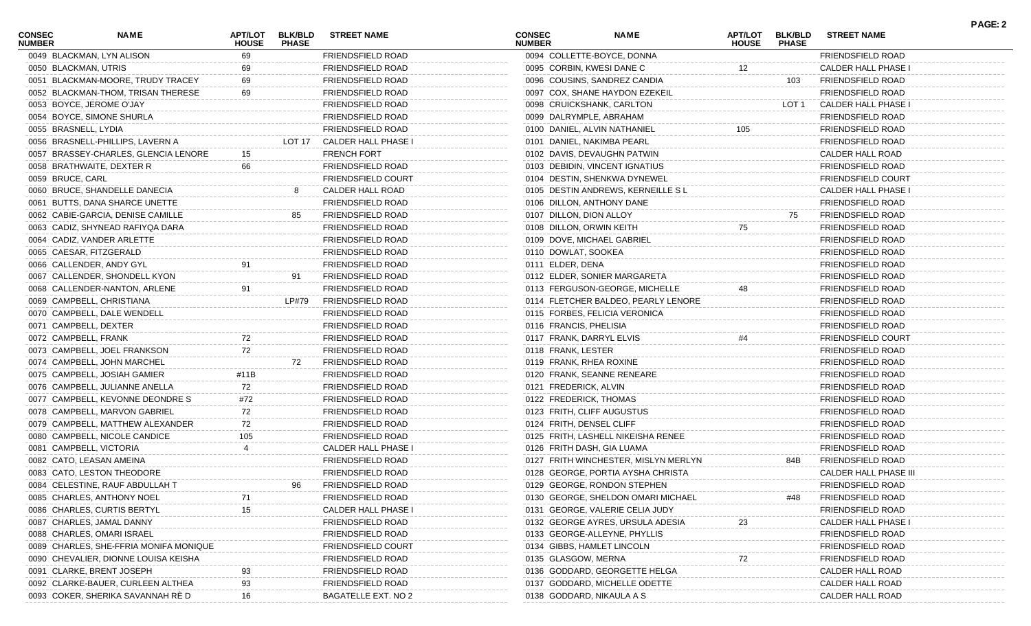| CONSEC NUMBER | NAME | APT/LOT HOUSE | BLK/BLD PHASE | STREET NAME |
|---|---|---|---|---|
| 0049 | BLACKMAN, LYN ALISON | 69 | | FRIENDSFIELD ROAD |
| 0050 | BLACKMAN, UTRIS | 69 | | FRIENDSFIELD ROAD |
| 0051 | BLACKMAN-MOORE, TRUDY TRACEY | 69 | | FRIENDSFIELD ROAD |
| 0052 | BLACKMAN-THOM, TRISAN THERESE | 69 | | FRIENDSFIELD ROAD |
| 0053 | BOYCE, JEROME O'JAY | | | FRIENDSFIELD ROAD |
| 0054 | BOYCE, SIMONE SHURLA | | | FRIENDSFIELD ROAD |
| 0055 | BRASNELL, LYDIA | | | FRIENDSFIELD ROAD |
| 0056 | BRASNELL-PHILLIPS, LAVERN A | | LOT 17 | CALDER HALL PHASE I |
| 0057 | BRASSEY-CHARLES, GLENCIA LENORE | 15 | | FRENCH FORT |
| 0058 | BRATHWAITE, DEXTER R | 66 | | FRIENDSFIELD ROAD |
| 0059 | BRUCE, CARL | | | FRIENDSFIELD COURT |
| 0060 | BRUCE, SHANDELLE DANECIA | | 8 | CALDER HALL ROAD |
| 0061 | BUTTS, DANA SHARCE UNETTE | | | FRIENDSFIELD ROAD |
| 0062 | CABIE-GARCIA, DENISE CAMILLE | | 85 | FRIENDSFIELD ROAD |
| 0063 | CADIZ, SHYNEAD RAFIYQA DARA | | | FRIENDSFIELD ROAD |
| 0064 | CADIZ, VANDER ARLETTE | | | FRIENDSFIELD ROAD |
| 0065 | CAESAR, FITZGERALD | | | FRIENDSFIELD ROAD |
| 0066 | CALLENDER, ANDY GYL | 91 | | FRIENDSFIELD ROAD |
| 0067 | CALLENDER, SHONDELL KYON | | 91 | FRIENDSFIELD ROAD |
| 0068 | CALLENDER-NANTON, ARLENE | 91 | | FRIENDSFIELD ROAD |
| 0069 | CAMPBELL, CHRISTIANA | | LP#79 | FRIENDSFIELD ROAD |
| 0070 | CAMPBELL, DALE WENDELL | | | FRIENDSFIELD ROAD |
| 0071 | CAMPBELL, DEXTER | | | FRIENDSFIELD ROAD |
| 0072 | CAMPBELL, FRANK | 72 | | FRIENDSFIELD ROAD |
| 0073 | CAMPBELL, JOEL FRANKSON | 72 | | FRIENDSFIELD ROAD |
| 0074 | CAMPBELL, JOHN MARCHEL | | 72 | FRIENDSFIELD ROAD |
| 0075 | CAMPBELL, JOSIAH GAMIER | #11B | | FRIENDSFIELD ROAD |
| 0076 | CAMPBELL, JULIANNE ANELLA | 72 | | FRIENDSFIELD ROAD |
| 0077 | CAMPBELL, KEVONNE DEONDRE S | #72 | | FRIENDSFIELD ROAD |
| 0078 | CAMPBELL, MARVON GABRIEL | 72 | | FRIENDSFIELD ROAD |
| 0079 | CAMPBELL, MATTHEW ALEXANDER | 72 | | FRIENDSFIELD ROAD |
| 0080 | CAMPBELL, NICOLE CANDICE | 105 | | FRIENDSFIELD ROAD |
| 0081 | CAMPBELL, VICTORIA | 4 | | CALDER HALL PHASE I |
| 0082 | CATO, LEASAN AMEINA | | | FRIENDSFIELD ROAD |
| 0083 | CATO, LESTON THEODORE | | | FRIENDSFIELD ROAD |
| 0084 | CELESTINE, RAUF ABDULLAH T | | 96 | FRIENDSFIELD ROAD |
| 0085 | CHARLES, ANTHONY NOEL | 71 | | FRIENDSFIELD ROAD |
| 0086 | CHARLES, CURTIS BERTYL | 15 | | CALDER HALL PHASE I |
| 0087 | CHARLES, JAMAL DANNY | | | FRIENDSFIELD ROAD |
| 0088 | CHARLES, OMARI ISRAEL | | | FRIENDSFIELD ROAD |
| 0089 | CHARLES, SHE-FFRIA MONIFA MONIQUE | | | FRIENDSFIELD COURT |
| 0090 | CHEVALIER, DIONNE LOUISA KEISHA | | | FRIENDSFIELD ROAD |
| 0091 | CLARKE, BRENT JOSEPH | 93 | | FRIENDSFIELD ROAD |
| 0092 | CLARKE-BAUER, CURLEEN ALTHEA | 93 | | FRIENDSFIELD ROAD |
| 0093 | COKER, SHERIKA SAVANNAH RÈ D | 16 | | BAGATELLE EXT. NO 2 |
| 0094 | COLLETTE-BOYCE, DONNA | | | FRIENDSFIELD ROAD |
| 0095 | CORBIN, KWESI DANE C | 12 | | CALDER HALL PHASE I |
| 0096 | COUSINS, SANDREZ CANDIA | | 103 | FRIENDSFIELD ROAD |
| 0097 | COX, SHANE HAYDON EZEKEIL | | | FRIENDSFIELD ROAD |
| 0098 | CRUICKSHANK, CARLTON | | LOT 1 | CALDER HALL PHASE I |
| 0099 | DALRYMPLE, ABRAHAM | | | FRIENDSFIELD ROAD |
| 0100 | DANIEL, ALVIN NATHANIEL | 105 | | FRIENDSFIELD ROAD |
| 0101 | DANIEL, NAKIMBA PEARL | | | FRIENDSFIELD ROAD |
| 0102 | DAVIS, DEVAUGHN PATWIN | | | CALDER HALL ROAD |
| 0103 | DEBIDIN, VINCENT IGNATIUS | | | FRIENDSFIELD ROAD |
| 0104 | DESTIN, SHENKWA DYNEWEL | | | FRIENDSFIELD COURT |
| 0105 | DESTIN ANDREWS, KERNEILLE S L | | | CALDER HALL PHASE I |
| 0106 | DILLON, ANTHONY DANE | | | FRIENDSFIELD ROAD |
| 0107 | DILLON, DION ALLOY | | 75 | FRIENDSFIELD ROAD |
| 0108 | DILLON, ORWIN KEITH | 75 | | FRIENDSFIELD ROAD |
| 0109 | DOVE, MICHAEL GABRIEL | | | FRIENDSFIELD ROAD |
| 0110 | DOWLAT, SOOKEA | | | FRIENDSFIELD ROAD |
| 0111 | ELDER, DENA | | | FRIENDSFIELD ROAD |
| 0112 | ELDER, SONIER MARGARETA | | | FRIENDSFIELD ROAD |
| 0113 | FERGUSON-GEORGE, MICHELLE | 48 | | FRIENDSFIELD ROAD |
| 0114 | FLETCHER BALDEO, PEARLY LENORE | | | FRIENDSFIELD ROAD |
| 0115 | FORBES, FELICIA VERONICA | | | FRIENDSFIELD ROAD |
| 0116 | FRANCIS, PHELISIA | | | FRIENDSFIELD ROAD |
| 0117 | FRANK, DARRYL ELVIS | #4 | | FRIENDSFIELD COURT |
| 0118 | FRANK, LESTER | | | FRIENDSFIELD ROAD |
| 0119 | FRANK, RHEA ROXINE | | | FRIENDSFIELD ROAD |
| 0120 | FRANK, SEANNE RENEARE | | | FRIENDSFIELD ROAD |
| 0121 | FREDERICK, ALVIN | | | FRIENDSFIELD ROAD |
| 0122 | FREDERICK, THOMAS | | | FRIENDSFIELD ROAD |
| 0123 | FRITH, CLIFF AUGUSTUS | | | FRIENDSFIELD ROAD |
| 0124 | FRITH, DENSEL CLIFF | | | FRIENDSFIELD ROAD |
| 0125 | FRITH, LASHELL NIKEISHA RENEE | | | FRIENDSFIELD ROAD |
| 0126 | FRITH DASH, GIA LUAMA | | | FRIENDSFIELD ROAD |
| 0127 | FRITH WINCHESTER, MISLYN MERLYN | | 84B | FRIENDSFIELD ROAD |
| 0128 | GEORGE, PORTIA AYSHA CHRISTA | | | CALDER HALL PHASE III |
| 0129 | GEORGE, RONDON STEPHEN | | | FRIENDSFIELD ROAD |
| 0130 | GEORGE, SHELDON OMARI MICHAEL | | #48 | FRIENDSFIELD ROAD |
| 0131 | GEORGE, VALERIE CELIA JUDY | | | FRIENDSFIELD ROAD |
| 0132 | GEORGE AYRES, URSULA ADESIA | 23 | | CALDER HALL PHASE I |
| 0133 | GEORGE-ALLEYNE, PHYLLIS | | | FRIENDSFIELD ROAD |
| 0134 | GIBBS, HAMLET LINCOLN | | | FRIENDSFIELD ROAD |
| 0135 | GLASGOW, MERNA | 72 | | FRIENDSFIELD ROAD |
| 0136 | GODDARD, GEORGETTE HELGA | | | CALDER HALL ROAD |
| 0137 | GODDARD, MICHELLE ODETTE | | | CALDER HALL ROAD |
| 0138 | GODDARD, NIKAULA A S | | | CALDER HALL ROAD |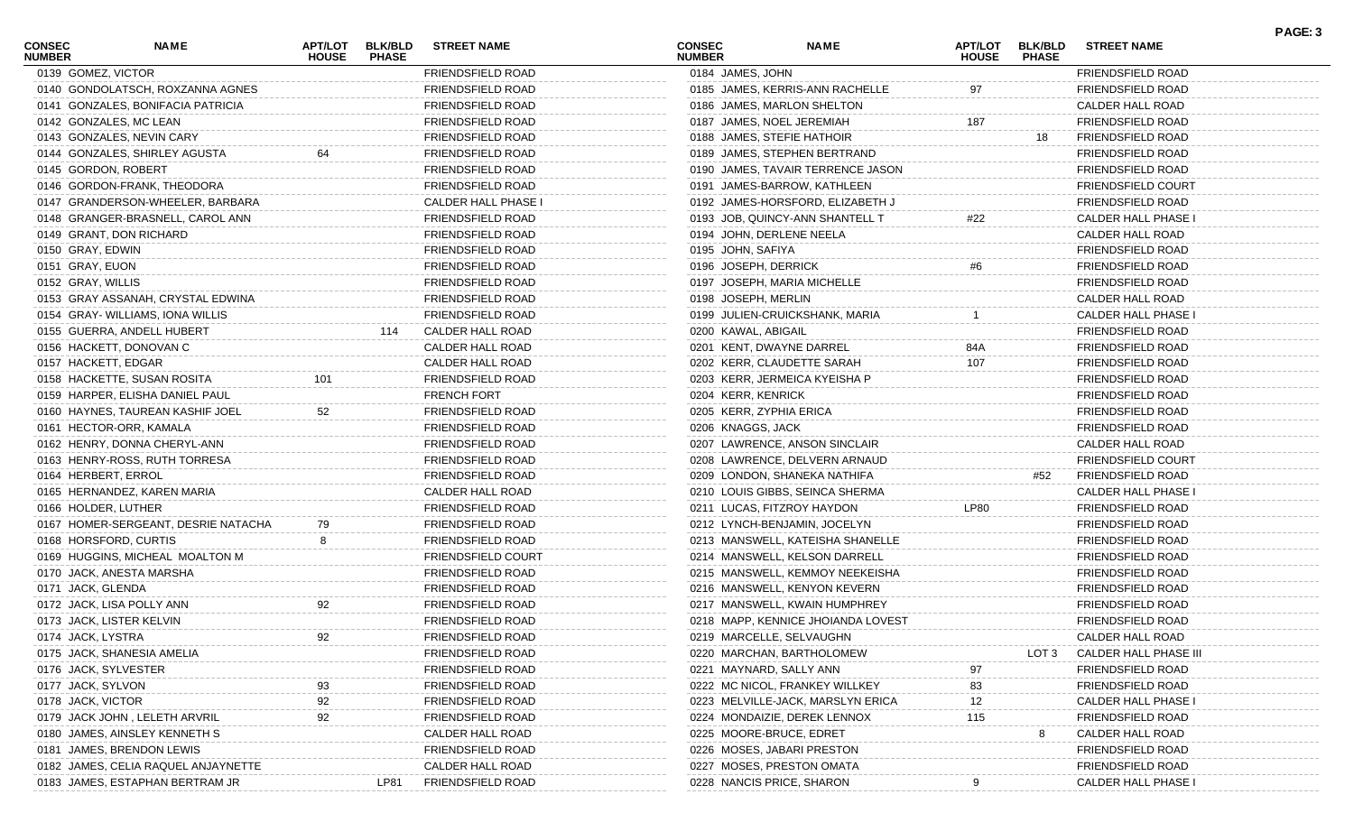| CONSEC NUMBER | NAME | APT/LOT HOUSE | BLK/BLD PHASE | STREET NAME |
|---|---|---|---|---|
| 0139 | GOMEZ, VICTOR | | | FRIENDSFIELD ROAD |
| 0140 | GONDOLATSCH, ROXZANNA AGNES | | | FRIENDSFIELD ROAD |
| 0141 | GONZALES, BONIFACIA PATRICIA | | | FRIENDSFIELD ROAD |
| 0142 | GONZALES, MC LEAN | | | FRIENDSFIELD ROAD |
| 0143 | GONZALES, NEVIN CARY | | | FRIENDSFIELD ROAD |
| 0144 | GONZALES, SHIRLEY AGUSTA | 64 | | FRIENDSFIELD ROAD |
| 0145 | GORDON, ROBERT | | | FRIENDSFIELD ROAD |
| 0146 | GORDON-FRANK, THEODORA | | | FRIENDSFIELD ROAD |
| 0147 | GRANDERSON-WHEELER, BARBARA | | | CALDER HALL PHASE I |
| 0148 | GRANGER-BRASNELL, CAROL ANN | | | FRIENDSFIELD ROAD |
| 0149 | GRANT, DON RICHARD | | | FRIENDSFIELD ROAD |
| 0150 | GRAY, EDWIN | | | FRIENDSFIELD ROAD |
| 0151 | GRAY, EUON | | | FRIENDSFIELD ROAD |
| 0152 | GRAY, WILLIS | | | FRIENDSFIELD ROAD |
| 0153 | GRAY ASSANAH, CRYSTAL EDWINA | | | FRIENDSFIELD ROAD |
| 0154 | GRAY- WILLIAMS, IONA WILLIS | | | FRIENDSFIELD ROAD |
| 0155 | GUERRA, ANDELL HUBERT | | 114 | CALDER HALL ROAD |
| 0156 | HACKETT, DONOVAN C | | | CALDER HALL ROAD |
| 0157 | HACKETT, EDGAR | | | CALDER HALL ROAD |
| 0158 | HACKETTE, SUSAN ROSITA | 101 | | FRIENDSFIELD ROAD |
| 0159 | HARPER, ELISHA DANIEL PAUL | | | FRENCH FORT |
| 0160 | HAYNES, TAUREAN KASHIF JOEL | 52 | | FRIENDSFIELD ROAD |
| 0161 | HECTOR-ORR, KAMALA | | | FRIENDSFIELD ROAD |
| 0162 | HENRY, DONNA CHERYL-ANN | | | FRIENDSFIELD ROAD |
| 0163 | HENRY-ROSS, RUTH TORRESA | | | FRIENDSFIELD ROAD |
| 0164 | HERBERT, ERROL | | | FRIENDSFIELD ROAD |
| 0165 | HERNANDEZ, KAREN MARIA | | | CALDER HALL ROAD |
| 0166 | HOLDER, LUTHER | | | FRIENDSFIELD ROAD |
| 0167 | HOMER-SERGEANT, DESRIE NATACHA | 79 | | FRIENDSFIELD ROAD |
| 0168 | HORSFORD, CURTIS | 8 | | FRIENDSFIELD ROAD |
| 0169 | HUGGINS, MICHEAL MOALTON M | | | FRIENDSFIELD COURT |
| 0170 | JACK, ANESTA MARSHA | | | FRIENDSFIELD ROAD |
| 0171 | JACK, GLENDA | | | FRIENDSFIELD ROAD |
| 0172 | JACK, LISA POLLY ANN | 92 | | FRIENDSFIELD ROAD |
| 0173 | JACK, LISTER KELVIN | | | FRIENDSFIELD ROAD |
| 0174 | JACK, LYSTRA | 92 | | FRIENDSFIELD ROAD |
| 0175 | JACK, SHANESIA AMELIA | | | FRIENDSFIELD ROAD |
| 0176 | JACK, SYLVESTER | | | FRIENDSFIELD ROAD |
| 0177 | JACK, SYLVON | 93 | | FRIENDSFIELD ROAD |
| 0178 | JACK, VICTOR | 92 | | FRIENDSFIELD ROAD |
| 0179 | JACK JOHN , LELETH ARVRIL | 92 | | FRIENDSFIELD ROAD |
| 0180 | JAMES, AINSLEY KENNETH S | | | CALDER HALL ROAD |
| 0181 | JAMES, BRENDON LEWIS | | | FRIENDSFIELD ROAD |
| 0182 | JAMES, CELIA RAQUEL ANJAYNETTE | | | CALDER HALL ROAD |
| 0183 | JAMES, ESTAPHAN BERTRAM JR | | LP81 | FRIENDSFIELD ROAD |
| 0184 | JAMES, JOHN | | | FRIENDSFIELD ROAD |
| 0185 | JAMES, KERRIS-ANN RACHELLE | 97 | | FRIENDSFIELD ROAD |
| 0186 | JAMES, MARLON SHELTON | | | CALDER HALL ROAD |
| 0187 | JAMES, NOEL JEREMIAH | 187 | | FRIENDSFIELD ROAD |
| 0188 | JAMES, STEFIE HATHOIR | | 18 | FRIENDSFIELD ROAD |
| 0189 | JAMES, STEPHEN BERTRAND | | | FRIENDSFIELD ROAD |
| 0190 | JAMES, TAVAIR TERRENCE JASON | | | FRIENDSFIELD ROAD |
| 0191 | JAMES-BARROW, KATHLEEN | | | FRIENDSFIELD COURT |
| 0192 | JAMES-HORSFORD, ELIZABETH J | | | FRIENDSFIELD ROAD |
| 0193 | JOB, QUINCY-ANN SHANTELL T | #22 | | CALDER HALL PHASE I |
| 0194 | JOHN, DERLENE NEELA | | | CALDER HALL ROAD |
| 0195 | JOHN, SAFIYA | | | FRIENDSFIELD ROAD |
| 0196 | JOSEPH, DERRICK | #6 | | FRIENDSFIELD ROAD |
| 0197 | JOSEPH, MARIA MICHELLE | | | FRIENDSFIELD ROAD |
| 0198 | JOSEPH, MERLIN | | | CALDER HALL ROAD |
| 0199 | JULIEN-CRUICKSHANK, MARIA | 1 | | CALDER HALL PHASE I |
| 0200 | KAWAL, ABIGAIL | | | FRIENDSFIELD ROAD |
| 0201 | KENT, DWAYNE DARREL | 84A | | FRIENDSFIELD ROAD |
| 0202 | KERR, CLAUDETTE SARAH | 107 | | FRIENDSFIELD ROAD |
| 0203 | KERR, JERMEICA KYEISHA P | | | FRIENDSFIELD ROAD |
| 0204 | KERR, KENRICK | | | FRIENDSFIELD ROAD |
| 0205 | KERR, ZYPHIA ERICA | | | FRIENDSFIELD ROAD |
| 0206 | KNAGGS, JACK | | | FRIENDSFIELD ROAD |
| 0207 | LAWRENCE, ANSON SINCLAIR | | | CALDER HALL ROAD |
| 0208 | LAWRENCE, DELVERN ARNAUD | | | FRIENDSFIELD COURT |
| 0209 | LONDON, SHANEKA NATHIFA | | #52 | FRIENDSFIELD ROAD |
| 0210 | LOUIS GIBBS, SEINCA SHERMA | | | CALDER HALL PHASE I |
| 0211 | LUCAS, FITZROY HAYDON | LP80 | | FRIENDSFIELD ROAD |
| 0212 | LYNCH-BENJAMIN, JOCELYN | | | FRIENDSFIELD ROAD |
| 0213 | MANSWELL, KATEISHA SHANELLE | | | FRIENDSFIELD ROAD |
| 0214 | MANSWELL, KELSON DARRELL | | | FRIENDSFIELD ROAD |
| 0215 | MANSWELL, KEMMOY NEEKEISHA | | | FRIENDSFIELD ROAD |
| 0216 | MANSWELL, KENYON KEVERN | | | FRIENDSFIELD ROAD |
| 0217 | MANSWELL, KWAIN HUMPHREY | | | FRIENDSFIELD ROAD |
| 0218 | MAPP, KENNICE JHOIANDA LOVEST | | | FRIENDSFIELD ROAD |
| 0219 | MARCELLE, SELVAUGHN | | | CALDER HALL ROAD |
| 0220 | MARCHAN, BARTHOLOMEW | | LOT 3 | CALDER HALL PHASE III |
| 0221 | MAYNARD, SALLY ANN | 97 | | FRIENDSFIELD ROAD |
| 0222 | MC NICOL, FRANKEY WILLKEY | 83 | | FRIENDSFIELD ROAD |
| 0223 | MELVILLE-JACK, MARSLYN ERICA | 12 | | CALDER HALL PHASE I |
| 0224 | MONDAIZIE, DEREK LENNOX | 115 | | FRIENDSFIELD ROAD |
| 0225 | MOORE-BRUCE, EDRET | | 8 | CALDER HALL ROAD |
| 0226 | MOSES, JABARI PRESTON | | | FRIENDSFIELD ROAD |
| 0227 | MOSES, PRESTON OMATA | | | FRIENDSFIELD ROAD |
| 0228 | NANCIS PRICE, SHARON | 9 | | CALDER HALL PHASE I |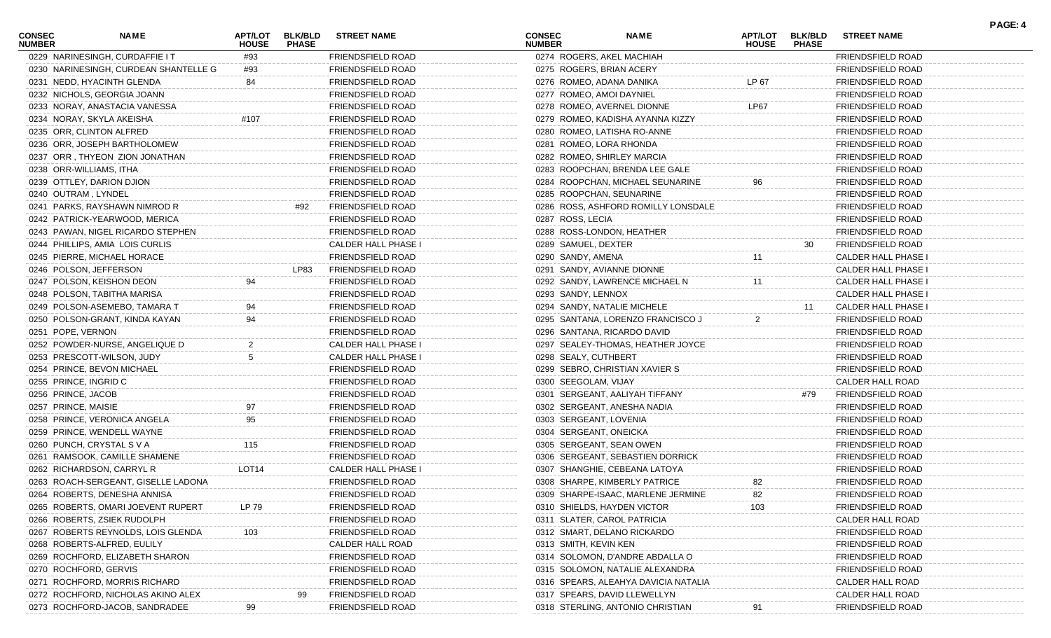| CONSEC NUMBER | NAME | APT/LOT HOUSE | BLK/BLD PHASE | STREET NAME |
|---|---|---|---|---|
| 0229 | NARINESINGH, CURDAFFIE I T | #93 | | FRIENDSFIELD ROAD |
| 0230 | NARINESINGH, CURDEAN SHANTELLE G | #93 | | FRIENDSFIELD ROAD |
| 0231 | NEDD, HYACINTH GLENDA | 84 | | FRIENDSFIELD ROAD |
| 0232 | NICHOLS, GEORGIA JOANN | | | FRIENDSFIELD ROAD |
| 0233 | NORAY, ANASTACIA VANESSA | | | FRIENDSFIELD ROAD |
| 0234 | NORAY, SKYLA AKEISHA | #107 | | FRIENDSFIELD ROAD |
| 0235 | ORR, CLINTON ALFRED | | | FRIENDSFIELD ROAD |
| 0236 | ORR, JOSEPH BARTHOLOMEW | | | FRIENDSFIELD ROAD |
| 0237 | ORR , THYEON ZION JONATHAN | | | FRIENDSFIELD ROAD |
| 0238 | ORR-WILLIAMS, ITHA | | | FRIENDSFIELD ROAD |
| 0239 | OTTLEY, DARION DJION | | | FRIENDSFIELD ROAD |
| 0240 | OUTRAM , LYNDEL | | | FRIENDSFIELD ROAD |
| 0241 | PARKS, RAYSHAWN NIMROD R | | #92 | FRIENDSFIELD ROAD |
| 0242 | PATRICK-YEARWOOD, MERICA | | | FRIENDSFIELD ROAD |
| 0243 | PAWAN, NIGEL RICARDO STEPHEN | | | FRIENDSFIELD ROAD |
| 0244 | PHILLIPS, AMIA LOIS CURLIS | | | CALDER HALL PHASE I |
| 0245 | PIERRE, MICHAEL HORACE | | | FRIENDSFIELD ROAD |
| 0246 | POLSON, JEFFERSON | | LP83 | FRIENDSFIELD ROAD |
| 0247 | POLSON, KEISHON DEON | 94 | | FRIENDSFIELD ROAD |
| 0248 | POLSON, TABITHA MARISA | | | FRIENDSFIELD ROAD |
| 0249 | POLSON-ASEMEBO, TAMARA T | 94 | | FRIENDSFIELD ROAD |
| 0250 | POLSON-GRANT, KINDA KAYAN | 94 | | FRIENDSFIELD ROAD |
| 0251 | POPE, VERNON | | | FRIENDSFIELD ROAD |
| 0252 | POWDER-NURSE, ANGELIQUE D | 2 | | CALDER HALL PHASE I |
| 0253 | PRESCOTT-WILSON, JUDY | 5 | | CALDER HALL PHASE I |
| 0254 | PRINCE, BEVON MICHAEL | | | FRIENDSFIELD ROAD |
| 0255 | PRINCE, INGRID C | | | FRIENDSFIELD ROAD |
| 0256 | PRINCE, JACOB | | | FRIENDSFIELD ROAD |
| 0257 | PRINCE, MAISIE | 97 | | FRIENDSFIELD ROAD |
| 0258 | PRINCE, VERONICA ANGELA | 95 | | FRIENDSFIELD ROAD |
| 0259 | PRINCE, WENDELL WAYNE | | | FRIENDSFIELD ROAD |
| 0260 | PUNCH, CRYSTAL S V A | 115 | | FRIENDSFIELD ROAD |
| 0261 | RAMSOOK, CAMILLE SHAMENE | | | FRIENDSFIELD ROAD |
| 0262 | RICHARDSON, CARRYL R | LOT14 | | CALDER HALL PHASE I |
| 0263 | ROACH-SERGEANT, GISELLE LADONA | | | FRIENDSFIELD ROAD |
| 0264 | ROBERTS, DENESHA ANNISA | | | FRIENDSFIELD ROAD |
| 0265 | ROBERTS, OMARI JOEVENT RUPERT | LP 79 | | FRIENDSFIELD ROAD |
| 0266 | ROBERTS, ZSIEK RUDOLPH | | | FRIENDSFIELD ROAD |
| 0267 | ROBERTS REYNOLDS, LOIS GLENDA | 103 | | FRIENDSFIELD ROAD |
| 0268 | ROBERTS-ALFRED, EULILY | | | CALDER HALL ROAD |
| 0269 | ROCHFORD, ELIZABETH SHARON | | | FRIENDSFIELD ROAD |
| 0270 | ROCHFORD, GERVIS | | | FRIENDSFIELD ROAD |
| 0271 | ROCHFORD, MORRIS RICHARD | | | FRIENDSFIELD ROAD |
| 0272 | ROCHFORD, NICHOLAS AKINO ALEX | | 99 | FRIENDSFIELD ROAD |
| 0273 | ROCHFORD-JACOB, SANDRADEE | 99 | | FRIENDSFIELD ROAD |
| 0274 | ROGERS, AKEL MACHIAH | | | FRIENDSFIELD ROAD |
| 0275 | ROGERS, BRIAN ACERY | | | FRIENDSFIELD ROAD |
| 0276 | ROMEO, ADANA DANIKA | LP 67 | | FRIENDSFIELD ROAD |
| 0277 | ROMEO, AMOI DAYNIEL | | | FRIENDSFIELD ROAD |
| 0278 | ROMEO, AVERNEL DIONNE | LP67 | | FRIENDSFIELD ROAD |
| 0279 | ROMEO, KADISHA AYANNA KIZZY | | | FRIENDSFIELD ROAD |
| 0280 | ROMEO, LATISHA RO-ANNE | | | FRIENDSFIELD ROAD |
| 0281 | ROMEO, LORA RHONDA | | | FRIENDSFIELD ROAD |
| 0282 | ROMEO, SHIRLEY MARCIA | | | FRIENDSFIELD ROAD |
| 0283 | ROOPCHAN, BRENDA LEE GALE | | | FRIENDSFIELD ROAD |
| 0284 | ROOPCHAN, MICHAEL SEUNARINE | 96 | | FRIENDSFIELD ROAD |
| 0285 | ROOPCHAN, SEUNARINE | | | FRIENDSFIELD ROAD |
| 0286 | ROSS, ASHFORD ROMILLY LONSDALE | | | FRIENDSFIELD ROAD |
| 0287 | ROSS, LECIA | | | FRIENDSFIELD ROAD |
| 0288 | ROSS-LONDON, HEATHER | | | FRIENDSFIELD ROAD |
| 0289 | SAMUEL, DEXTER | | 30 | FRIENDSFIELD ROAD |
| 0290 | SANDY, AMENA | 11 | | CALDER HALL PHASE I |
| 0291 | SANDY, AVIANNE DIONNE | | | CALDER HALL PHASE I |
| 0292 | SANDY, LAWRENCE MICHAEL N | 11 | | CALDER HALL PHASE I |
| 0293 | SANDY, LENNOX | | | CALDER HALL PHASE I |
| 0294 | SANDY, NATALIE MICHELE | | 11 | CALDER HALL PHASE I |
| 0295 | SANTANA, LORENZO FRANCISCO J | 2 | | FRIENDSFIELD ROAD |
| 0296 | SANTANA, RICARDO DAVID | | | FRIENDSFIELD ROAD |
| 0297 | SEALEY-THOMAS, HEATHER JOYCE | | | FRIENDSFIELD ROAD |
| 0298 | SEALY, CUTHBERT | | | FRIENDSFIELD ROAD |
| 0299 | SEBRO, CHRISTIAN XAVIER S | | | FRIENDSFIELD ROAD |
| 0300 | SEEGOLAM, VIJAY | | | CALDER HALL ROAD |
| 0301 | SERGEANT, AALIYAH TIFFANY | | #79 | FRIENDSFIELD ROAD |
| 0302 | SERGEANT, ANESHA NADIA | | | FRIENDSFIELD ROAD |
| 0303 | SERGEANT, LOVENIA | | | FRIENDSFIELD ROAD |
| 0304 | SERGEANT, ONEICKA | | | FRIENDSFIELD ROAD |
| 0305 | SERGEANT, SEAN OWEN | | | FRIENDSFIELD ROAD |
| 0306 | SERGEANT, SEBASTIEN DORRICK | | | FRIENDSFIELD ROAD |
| 0307 | SHANGHIE, CEBEANA LATOYA | | | FRIENDSFIELD ROAD |
| 0308 | SHARPE, KIMBERLY PATRICE | 82 | | FRIENDSFIELD ROAD |
| 0309 | SHARPE-ISAAC, MARLENE JERMINE | 82 | | FRIENDSFIELD ROAD |
| 0310 | SHIELDS, HAYDEN VICTOR | 103 | | FRIENDSFIELD ROAD |
| 0311 | SLATER, CAROL PATRICIA | | | CALDER HALL ROAD |
| 0312 | SMART, DELANO RICKARDO | | | FRIENDSFIELD ROAD |
| 0313 | SMITH, KEVIN KEN | | | FRIENDSFIELD ROAD |
| 0314 | SOLOMON, D'ANDRE ABDALLA O | | | FRIENDSFIELD ROAD |
| 0315 | SOLOMON, NATALIE ALEXANDRA | | | FRIENDSFIELD ROAD |
| 0316 | SPEARS, ALEAHYA DAVICIA NATALIA | | | CALDER HALL ROAD |
| 0317 | SPEARS, DAVID LLEWELLYN | | | CALDER HALL ROAD |
| 0318 | STERLING, ANTONIO CHRISTIAN | 91 | | FRIENDSFIELD ROAD |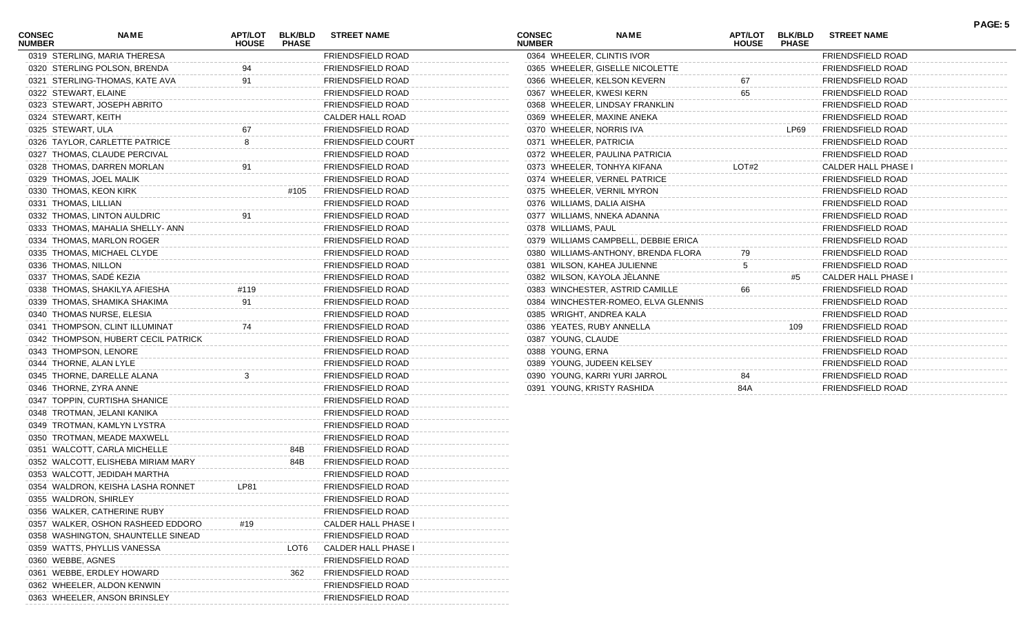| CONSEC NUMBER | NAME | APT/LOT HOUSE | BLK/BLD PHASE | STREET NAME |
|---|---|---|---|---|
| 0319 | STERLING, MARIA THERESA | | | FRIENDSFIELD ROAD |
| 0320 | STERLING POLSON, BRENDA | 94 | | FRIENDSFIELD ROAD |
| 0321 | STERLING-THOMAS, KATE AVA | 91 | | FRIENDSFIELD ROAD |
| 0322 | STEWART, ELAINE | | | FRIENDSFIELD ROAD |
| 0323 | STEWART, JOSEPH ABRITO | | | FRIENDSFIELD ROAD |
| 0324 | STEWART, KEITH | | | CALDER HALL ROAD |
| 0325 | STEWART, ULA | 67 | | FRIENDSFIELD ROAD |
| 0326 | TAYLOR, CARLETTE PATRICE | 8 | | FRIENDSFIELD COURT |
| 0327 | THOMAS, CLAUDE PERCIVAL | | | FRIENDSFIELD ROAD |
| 0328 | THOMAS, DARREN MORLAN | 91 | | FRIENDSFIELD ROAD |
| 0329 | THOMAS, JOEL MALIK | | | FRIENDSFIELD ROAD |
| 0330 | THOMAS, KEON KIRK | | #105 | FRIENDSFIELD ROAD |
| 0331 | THOMAS, LILLIAN | | | FRIENDSFIELD ROAD |
| 0332 | THOMAS, LINTON AULDRIC | 91 | | FRIENDSFIELD ROAD |
| 0333 | THOMAS, MAHALIA SHELLY- ANN | | | FRIENDSFIELD ROAD |
| 0334 | THOMAS, MARLON ROGER | | | FRIENDSFIELD ROAD |
| 0335 | THOMAS, MICHAEL CLYDE | | | FRIENDSFIELD ROAD |
| 0336 | THOMAS, NILLON | | | FRIENDSFIELD ROAD |
| 0337 | THOMAS, SADÉ KEZIA | | | FRIENDSFIELD ROAD |
| 0338 | THOMAS, SHAKILYA AFIESHA | #119 | | FRIENDSFIELD ROAD |
| 0339 | THOMAS, SHAMIKA SHAKIMA | 91 | | FRIENDSFIELD ROAD |
| 0340 | THOMAS NURSE, ELESIA | | | FRIENDSFIELD ROAD |
| 0341 | THOMPSON, CLINT ILLUMINAT | 74 | | FRIENDSFIELD ROAD |
| 0342 | THOMPSON, HUBERT CECIL PATRICK | | | FRIENDSFIELD ROAD |
| 0343 | THOMPSON, LENORE | | | FRIENDSFIELD ROAD |
| 0344 | THORNE, ALAN LYLE | | | FRIENDSFIELD ROAD |
| 0345 | THORNE, DARELLE ALANA | 3 | | FRIENDSFIELD ROAD |
| 0346 | THORNE, ZYRA ANNE | | | FRIENDSFIELD ROAD |
| 0347 | TOPPIN, CURTISHA SHANICE | | | FRIENDSFIELD ROAD |
| 0348 | TROTMAN, JELANI KANIKA | | | FRIENDSFIELD ROAD |
| 0349 | TROTMAN, KAMLYN LYSTRA | | | FRIENDSFIELD ROAD |
| 0350 | TROTMAN, MEADE MAXWELL | | | FRIENDSFIELD ROAD |
| 0351 | WALCOTT, CARLA MICHELLE | | 84B | FRIENDSFIELD ROAD |
| 0352 | WALCOTT, ELISHEBA MIRIAM MARY | | 84B | FRIENDSFIELD ROAD |
| 0353 | WALCOTT, JEDIDAH MARTHA | | | FRIENDSFIELD ROAD |
| 0354 | WALDRON, KEISHA LASHA RONNET | LP81 | | FRIENDSFIELD ROAD |
| 0355 | WALDRON, SHIRLEY | | | FRIENDSFIELD ROAD |
| 0356 | WALKER, CATHERINE RUBY | | | FRIENDSFIELD ROAD |
| 0357 | WALKER, OSHON RASHEED EDDORO | #19 | | CALDER HALL PHASE I |
| 0358 | WASHINGTON, SHAUNTELLE SINEAD | | | FRIENDSFIELD ROAD |
| 0359 | WATTS, PHYLLIS VANESSA | | LOT6 | CALDER HALL PHASE I |
| 0360 | WEBBE, AGNES | | | FRIENDSFIELD ROAD |
| 0361 | WEBBE, ERDLEY HOWARD | | 362 | FRIENDSFIELD ROAD |
| 0362 | WHEELER, ALDON KENWIN | | | FRIENDSFIELD ROAD |
| 0363 | WHEELER, ANSON BRINSLEY | | | FRIENDSFIELD ROAD |
| 0364 | WHEELER, CLINTIS IVOR | | | FRIENDSFIELD ROAD |
| 0365 | WHEELER, GISELLE NICOLETTE | | | FRIENDSFIELD ROAD |
| 0366 | WHEELER, KELSON KEVERN | 67 | | FRIENDSFIELD ROAD |
| 0367 | WHEELER, KWESI KERN | 65 | | FRIENDSFIELD ROAD |
| 0368 | WHEELER, LINDSAY FRANKLIN | | | FRIENDSFIELD ROAD |
| 0369 | WHEELER, MAXINE ANEKA | | | FRIENDSFIELD ROAD |
| 0370 | WHEELER, NORRIS IVA | | LP69 | FRIENDSFIELD ROAD |
| 0371 | WHEELER, PATRICIA | | | FRIENDSFIELD ROAD |
| 0372 | WHEELER, PAULINA PATRICIA | | | FRIENDSFIELD ROAD |
| 0373 | WHEELER, TONHYA KIFANA | LOT#2 | | CALDER HALL PHASE I |
| 0374 | WHEELER, VERNEL PATRICE | | | FRIENDSFIELD ROAD |
| 0375 | WHEELER, VERNIL MYRON | | | FRIENDSFIELD ROAD |
| 0376 | WILLIAMS, DALIA AISHA | | | FRIENDSFIELD ROAD |
| 0377 | WILLIAMS, NNEKA ADANNA | | | FRIENDSFIELD ROAD |
| 0378 | WILLIAMS, PAUL | | | FRIENDSFIELD ROAD |
| 0379 | WILLIAMS CAMPBELL, DEBBIE ERICA | | | FRIENDSFIELD ROAD |
| 0380 | WILLIAMS-ANTHONY, BRENDA FLORA | 79 | | FRIENDSFIELD ROAD |
| 0381 | WILSON, KAHEA JULIENNE | 5 | | FRIENDSFIELD ROAD |
| 0382 | WILSON, KAYOLA JÈLANNE | | #5 | CALDER HALL PHASE I |
| 0383 | WINCHESTER, ASTRID CAMILLE | 66 | | FRIENDSFIELD ROAD |
| 0384 | WINCHESTER-ROMEO, ELVA GLENNIS | | | FRIENDSFIELD ROAD |
| 0385 | WRIGHT, ANDREA KALA | | | FRIENDSFIELD ROAD |
| 0386 | YEATES, RUBY ANNELLA | | 109 | FRIENDSFIELD ROAD |
| 0387 | YOUNG, CLAUDE | | | FRIENDSFIELD ROAD |
| 0388 | YOUNG, ERNA | | | FRIENDSFIELD ROAD |
| 0389 | YOUNG, JUDEEN KELSEY | | | FRIENDSFIELD ROAD |
| 0390 | YOUNG, KARRI YURI JARROL | 84 | | FRIENDSFIELD ROAD |
| 0391 | YOUNG, KRISTY RASHIDA | 84A | | FRIENDSFIELD ROAD |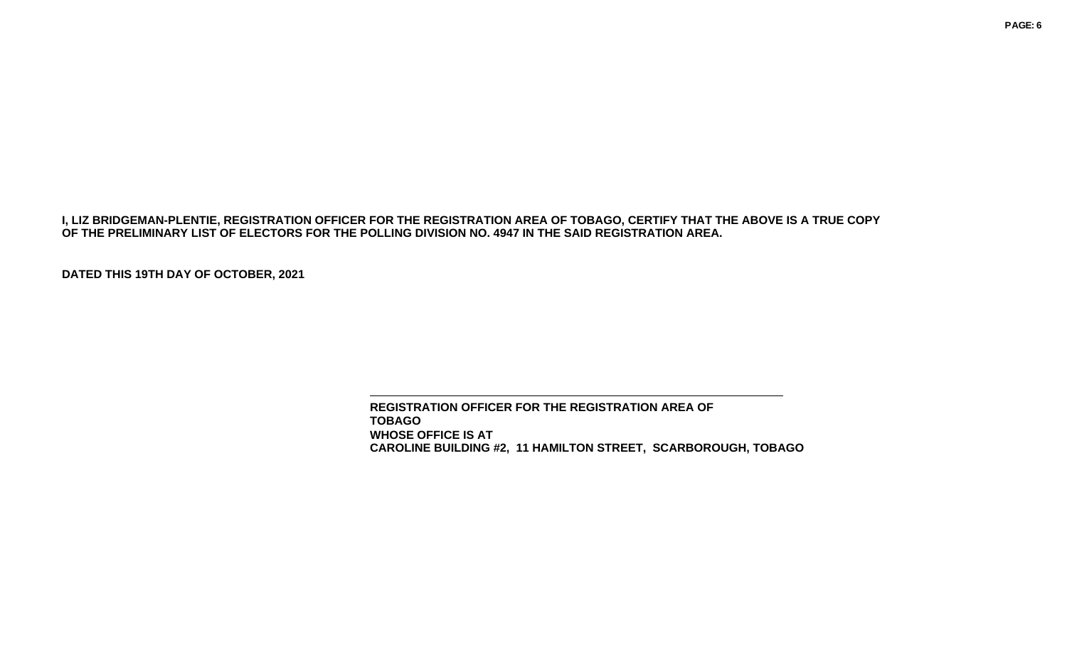**I, LIZ BRIDGEMAN-PLENTIE, REGISTRATION OFFICER FOR THE REGISTRATION AREA OF TOBAGO, CERTIFY THAT THE ABOVE IS A TRUE COPY OF THE PRELIMINARY LIST OF ELECTORS FOR THE POLLING DIVISION NO. 4947 IN THE SAID REGISTRATION AREA.**

**DATED THIS 19TH DAY OF OCTOBER, 2021**

---

**REGISTRATION OFFICER FOR THE REGISTRATION AREA OF TOBAGO**
**WHOSE OFFICE IS AT**
**CAROLINE BUILDING #2, 11 HAMILTON STREET, SCARBOROUGH, TOBAGO**